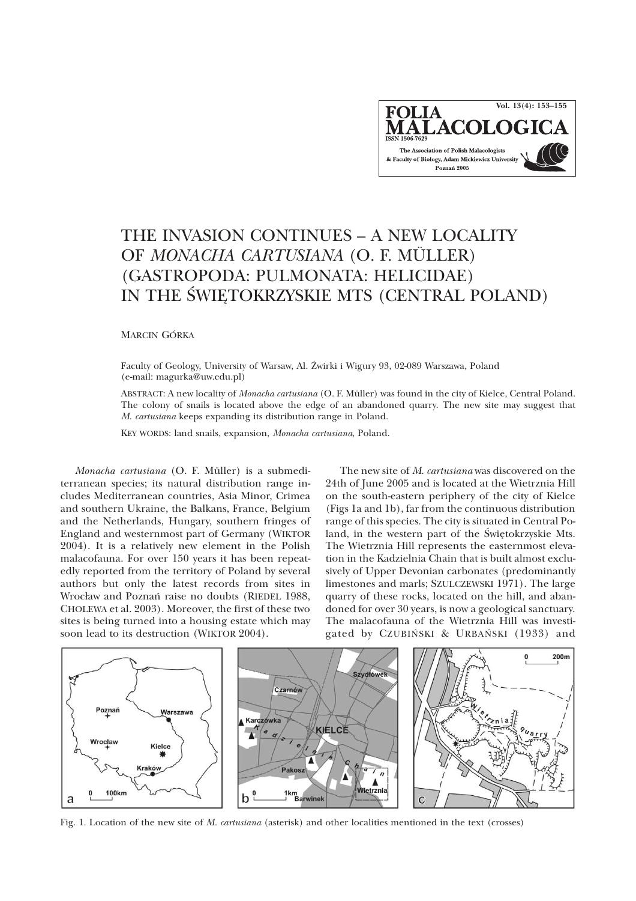# THE INVASION CONTINUES – A NEW LOCALITY OF *MONACHA CARTUSIANA* (O. F. MÜLLER) (GASTROPODA: PULMONATA: HELICIDAE) IN THE ŚWIĘTOKRZYSKIE MTS (CENTRAL POLAND)

MARCIN GÓRKA

Faculty of Geology, University of Warsaw, Al. Żwirki i Wigury 93, 02-089 Warszawa, Poland
(e-mail: magurka@uw.edu.pl)

ABSTRACT: A new locality of *Monacha cartusiana* (O. F. Müller) was found in the city of Kielce, Central Poland. The colony of snails is located above the edge of an abandoned quarry. The new site may suggest that *M. cartusiana* keeps expanding its distribution range in Poland.

KEY WORDS: land snails, expansion, *Monacha cartusiana*, Poland.

*Monacha cartusiana* (O. F. Müller) is a submediterranean species; its natural distribution range includes Mediterranean countries, Asia Minor, Crimea and southern Ukraine, the Balkans, France, Belgium and the Netherlands, Hungary, southern fringes of England and westernmost part of Germany (WIKTOR 2004). It is a relatively new element in the Polish malacofauna. For over 150 years it has been repeatedly reported from the territory of Poland by several authors but only the latest records from sites in Wrocław and Poznań raise no doubts (RIEDEL 1988, CHOLEWA et al. 2003). Moreover, the first of these two sites is being turned into a housing estate which may soon lead to its destruction (WIKTOR 2004).

The new site of *M. cartusiana* was discovered on the 24th of June 2005 and is located at the Wietrznia Hill on the south-eastern periphery of the city of Kielce (Figs 1a and 1b), far from the continuous distribution range of this species. The city is situated in Central Poland, in the western part of the Świętokrzyskie Mts. The Wietrznia Hill represents the easternmost elevation in the Kadzielnia Chain that is built almost exclusively of Upper Devonian carbonates (predominantly limestones and marls; SZULCZEWSKI 1971). The large quarry of these rocks, located on the hill, and abandoned for over 30 years, is now a geological sanctuary. The malacofauna of the Wietrznia Hill was investigated by CZUBIŃSKI & URBAŃSKI (1933) and

Fig. 1. Location of the new site of *M. cartusiana* (asterisk) and other localities mentioned in the text (crosses)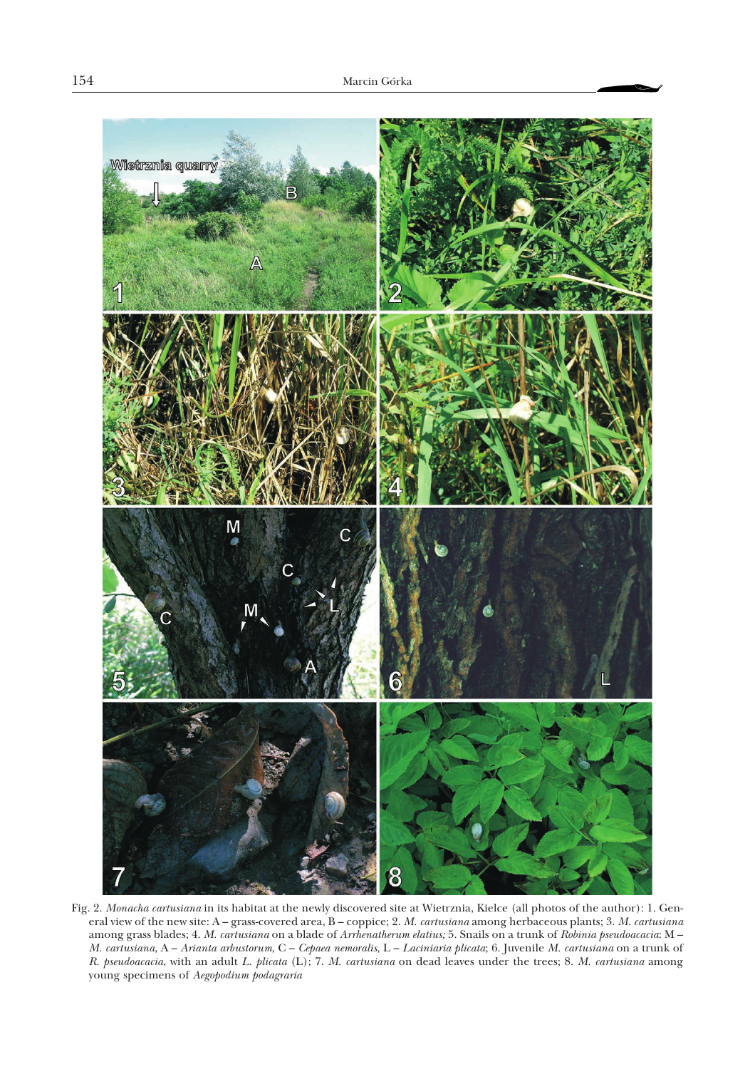Fig. 2. *Monacha cartusiana* in its habitat at the newly discovered site at Wietrznia, Kielce (all photos of the author): 1. General view of the new site: A – grass-covered area, B – coppice; 2. *M. cartusiana* among herbaceous plants; 3. *M. cartusiana* among grass blades; 4. *M. cartusiana* on a blade of *Arrhenatherum elatius;* 5. Snails on a trunk of *Robinia pseudoacacia*: M – *M. cartusiana*, A – *Arianta arbustorum*, C – *Cepaea nemoralis*, L – *Laciniaria plicata*; 6. Juvenile *M. cartusiana* on a trunk of *R. pseudoacacia*, with an adult *L. plicata* (L); 7. *M. cartusiana* on dead leaves under the trees; 8. *M. cartusiana* among young specimens of *Aegopodium podagraria*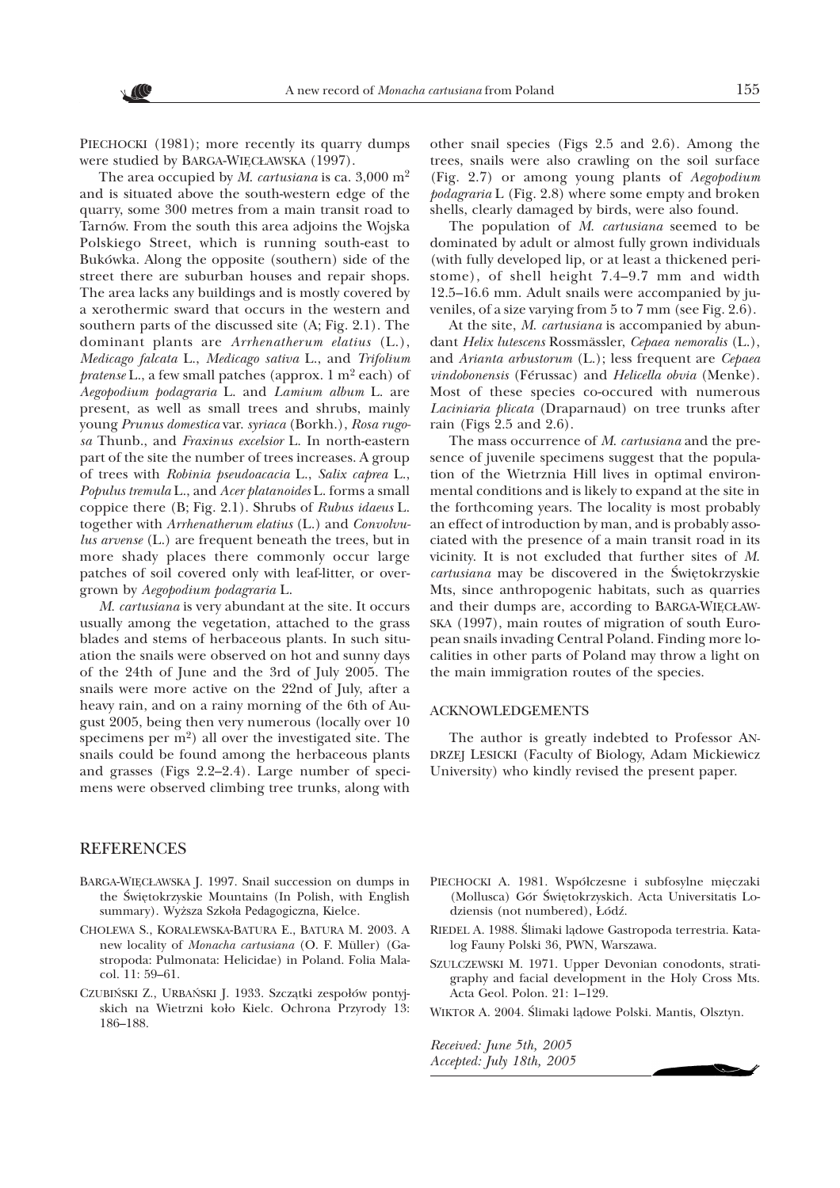PIECHOCKI (1981); more recently its quarry dumps were studied by BARGA-WIĘCŁAWSKA (1997).

The area occupied by *M. cartusiana* is ca. 3,000 m$^2$ and is situated above the south-western edge of the quarry, some 300 metres from a main transit road to Tarnów. From the south this area adjoins the Wojska Polskiego Street, which is running south-east to Bukówka. Along the opposite (southern) side of the street there are suburban houses and repair shops. The area lacks any buildings and is mostly covered by a xerothermic sward that occurs in the western and southern parts of the discussed site (A; Fig. 2.1). The dominant plants are *Arrhenatherum elatius* (L.), *Medicago falcata* L., *Medicago sativa* L., and *Trifolium pratense* L., a few small patches (approx. 1 m$^2$ each) of *Aegopodium podagraria* L. and *Lamium album* L. are present, as well as small trees and shrubs, mainly young *Prunus domestica* var. *syriaca* (Borkh.), *Rosa rugosa* Thunb., and *Fraxinus excelsior* L. In north-eastern part of the site the number of trees increases. A group of trees with *Robinia pseudoacacia* L., *Salix caprea* L., *Populus tremula* L., and *Acer platanoides* L. forms a small coppice there (B; Fig. 2.1). Shrubs of *Rubus idaeus* L. together with *Arrhenatherum elatius* (L.) and *Convolvulus arvense* (L.) are frequent beneath the trees, but in more shady places there commonly occur large patches of soil covered only with leaf-litter, or overgrown by *Aegopodium podagraria* L.

*M. cartusiana* is very abundant at the site. It occurs usually among the vegetation, attached to the grass blades and stems of herbaceous plants. In such situation the snails were observed on hot and sunny days of the 24th of June and the 3rd of July 2005. The snails were more active on the 22nd of July, after a heavy rain, and on a rainy morning of the 6th of August 2005, being then very numerous (locally over 10 specimens per m$^2$) all over the investigated site. The snails could be found among the herbaceous plants and grasses (Figs 2.2–2.4). Large number of specimens were observed climbing tree trunks, along with other snail species (Figs 2.5 and 2.6). Among the trees, snails were also crawling on the soil surface (Fig. 2.7) or among young plants of *Aegopodium podagraria* L (Fig. 2.8) where some empty and broken shells, clearly damaged by birds, were also found.

The population of *M. cartusiana* seemed to be dominated by adult or almost fully grown individuals (with fully developed lip, or at least a thickened peristome), of shell height 7.4–9.7 mm and width 12.5–16.6 mm. Adult snails were accompanied by juveniles, of a size varying from 5 to 7 mm (see Fig. 2.6).

At the site, *M. cartusiana* is accompanied by abundant *Helix lutescens* Rossmässler, *Cepaea nemoralis* (L.), and *Arianta arbustorum* (L.); less frequent are *Cepaea vindobonensis* (Férussac) and *Helicella obvia* (Menke). Most of these species co-occured with numerous *Laciniaria plicata* (Draparnaud) on tree trunks after rain (Figs 2.5 and 2.6).

The mass occurrence of *M. cartusiana* and the presence of juvenile specimens suggest that the population of the Wietrznia Hill lives in optimal environmental conditions and is likely to expand at the site in the forthcoming years. The locality is most probably an effect of introduction by man, and is probably associated with the presence of a main transit road in its vicinity. It is not excluded that further sites of *M. cartusiana* may be discovered in the Świętokrzyskie Mts, since anthropogenic habitats, such as quarries and their dumps are, according to BARGA-WIĘCŁAWSKA (1997), main routes of migration of south European snails invading Central Poland. Finding more localities in other parts of Poland may throw a light on the main immigration routes of the species.

## ACKNOWLEDGEMENTS

The author is greatly indebted to Professor ANDRZEJ LESICKI (Faculty of Biology, Adam Mickiewicz University) who kindly revised the present paper.

## REFERENCES

BARGA-WIĘCŁAWSKA J. 1997. Snail succession on dumps in the Świętokrzyskie Mountains (In Polish, with English summary). Wyższa Szkoła Pedagogiczna, Kielce.

CHOLEWA S., KORALEWSKA-BATURA E., BATURA M. 2003. A new locality of *Monacha cartusiana* (O. F. Müller) (Gastropoda: Pulmonata: Helicidae) in Poland. Folia Malacol. 11: 59–61.

CZUBIŃSKI Z., URBAŃSKI J. 1933. Szczątki zespołów pontyjskich na Wietrzni koło Kielc. Ochrona Przyrody 13: 186–188.

PIECHOCKI A. 1981. Współczesne i subfosylne mięczaki (Mollusca) Gór Świętokrzyskich. Acta Universitatis Lodziensis (not numbered), Łódź.

RIEDEL A. 1988. Ślimaki lądowe Gastropoda terrestria. Katalog Fauny Polski 36, PWN, Warszawa.

SZULCZEWSKI M. 1971. Upper Devonian conodonts, stratigraphy and facial development in the Holy Cross Mts. Acta Geol. Polon. 21: 1–129.

WIKTOR A. 2004. Ślimaki lądowe Polski. Mantis, Olsztyn.

*Received: June 5th, 2005*
*Accepted: July 18th, 2005*